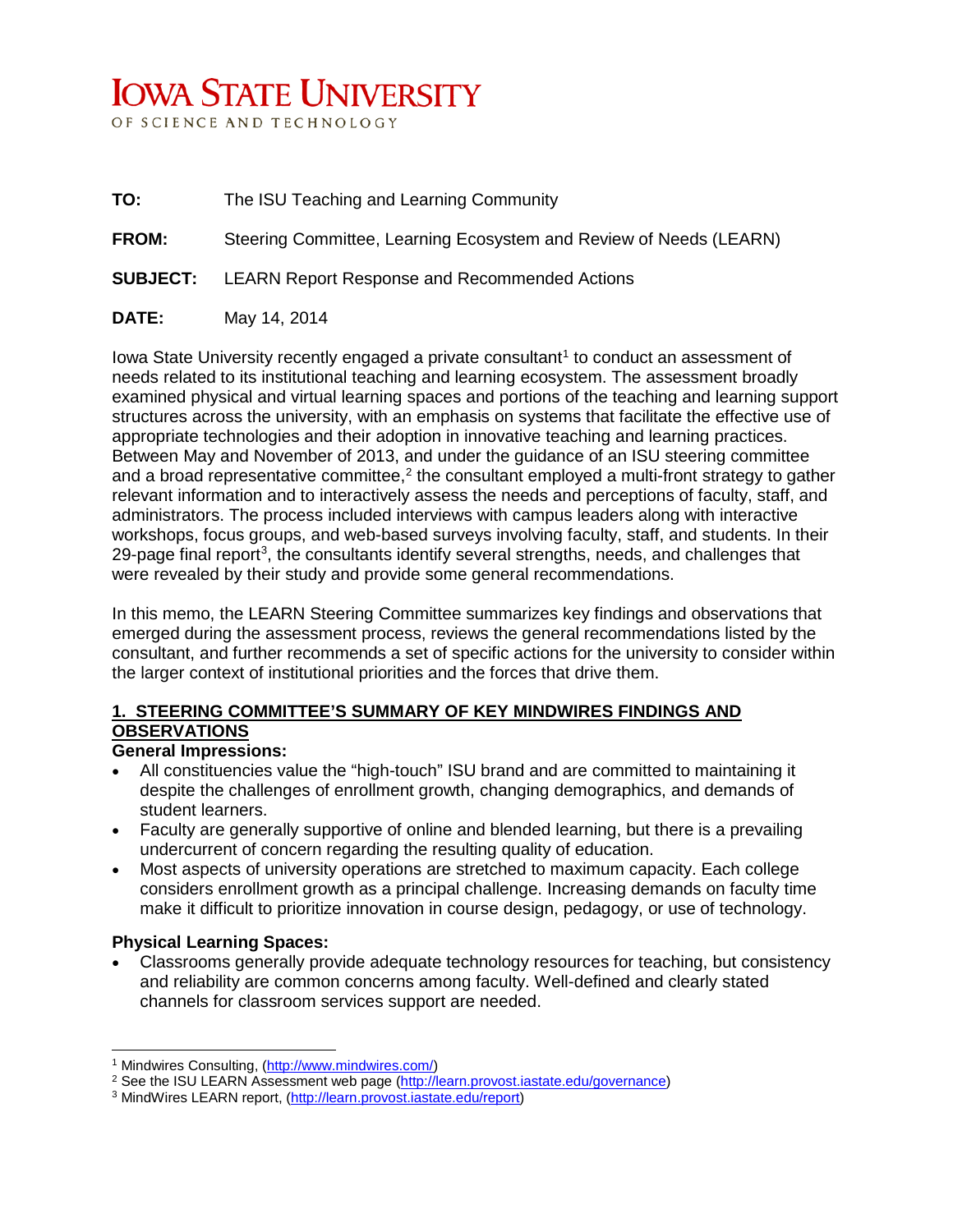# IOWA STATE UNIVERSITY

OF SCIENCE AND TECHNOLOGY

**TO:** The ISU Teaching and Learning Community

**FROM:** Steering Committee, Learning Ecosystem and Review of Needs (LEARN)

**SUBJECT:** LEARN Report Response and Recommended Actions

**DATE:** May 14, 2014

Iowa State University recently engaged a private consultant[1] to conduct an assessment of needs related to its institutional teaching and learning ecosystem. The assessment broadly examined physical and virtual learning spaces and portions of the teaching and learning support structures across the university, with an emphasis on systems that facilitate the effective use of appropriate technologies and their adoption in innovative teaching and learning practices. Between May and November of 2013, and under the guidance of an ISU steering committee and a broad representative committee,[2] the consultant employed a multi-front strategy to gather relevant information and to interactively assess the needs and perceptions of faculty, staff, and administrators. The process included interviews with campus leaders along with interactive workshops, focus groups, and web-based surveys involving faculty, staff, and students. In their 29-page final report[3], the consultants identify several strengths, needs, and challenges that were revealed by their study and provide some general recommendations.

In this memo, the LEARN Steering Committee summarizes key findings and observations that emerged during the assessment process, reviews the general recommendations listed by the consultant, and further recommends a set of specific actions for the university to consider within the larger context of institutional priorities and the forces that drive them.

## 1. STEERING COMMITTEE'S SUMMARY OF KEY MINDWIRES FINDINGS AND OBSERVATIONS

**General Impressions:**

- All constituencies value the "high-touch" ISU brand and are committed to maintaining it despite the challenges of enrollment growth, changing demographics, and demands of student learners.
- Faculty are generally supportive of online and blended learning, but there is a prevailing undercurrent of concern regarding the resulting quality of education.
- Most aspects of university operations are stretched to maximum capacity. Each college considers enrollment growth as a principal challenge. Increasing demands on faculty time make it difficult to prioritize innovation in course design, pedagogy, or use of technology.

**Physical Learning Spaces:**

- Classrooms generally provide adequate technology resources for teaching, but consistency and reliability are common concerns among faculty. Well-defined and clearly stated channels for classroom services support are needed.

---

[1] Mindwires Consulting, (http://www.mindwires.com/)

[2] See the ISU LEARN Assessment web page (http://learn.provost.iastate.edu/governance)

[3] MindWires LEARN report, (http://learn.provost.iastate.edu/report)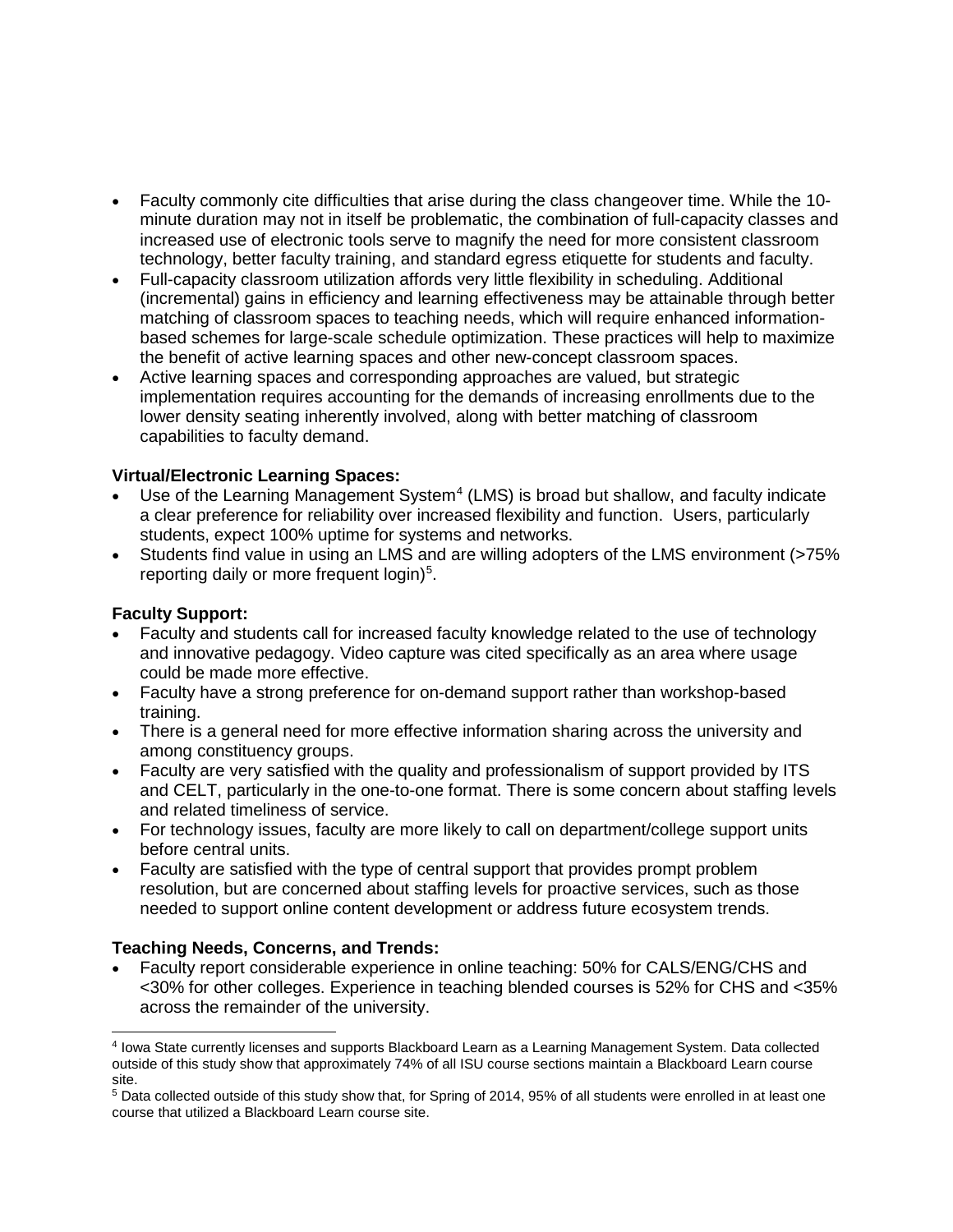- Faculty commonly cite difficulties that arise during the class changeover time. While the 10-minute duration may not in itself be problematic, the combination of full-capacity classes and increased use of electronic tools serve to magnify the need for more consistent classroom technology, better faculty training, and standard egress etiquette for students and faculty.
- Full-capacity classroom utilization affords very little flexibility in scheduling. Additional (incremental) gains in efficiency and learning effectiveness may be attainable through better matching of classroom spaces to teaching needs, which will require enhanced information-based schemes for large-scale schedule optimization. These practices will help to maximize the benefit of active learning spaces and other new-concept classroom spaces.
- Active learning spaces and corresponding approaches are valued, but strategic implementation requires accounting for the demands of increasing enrollments due to the lower density seating inherently involved, along with better matching of classroom capabilities to faculty demand.

**Virtual/Electronic Learning Spaces:**

- Use of the Learning Management System[4] (LMS) is broad but shallow, and faculty indicate a clear preference for reliability over increased flexibility and function. Users, particularly students, expect 100% uptime for systems and networks.
- Students find value in using an LMS and are willing adopters of the LMS environment (>75% reporting daily or more frequent login)[5].

**Faculty Support:**

- Faculty and students call for increased faculty knowledge related to the use of technology and innovative pedagogy. Video capture was cited specifically as an area where usage could be made more effective.
- Faculty have a strong preference for on-demand support rather than workshop-based training.
- There is a general need for more effective information sharing across the university and among constituency groups.
- Faculty are very satisfied with the quality and professionalism of support provided by ITS and CELT, particularly in the one-to-one format. There is some concern about staffing levels and related timeliness of service.
- For technology issues, faculty are more likely to call on department/college support units before central units.
- Faculty are satisfied with the type of central support that provides prompt problem resolution, but are concerned about staffing levels for proactive services, such as those needed to support online content development or address future ecosystem trends.

**Teaching Needs, Concerns, and Trends:**

- Faculty report considerable experience in online teaching: 50% for CALS/ENG/CHS and <30% for other colleges. Experience in teaching blended courses is 52% for CHS and <35% across the remainder of the university.

---

[4] Iowa State currently licenses and supports Blackboard Learn as a Learning Management System. Data collected outside of this study show that approximately 74% of all ISU course sections maintain a Blackboard Learn course site.

[5] Data collected outside of this study show that, for Spring of 2014, 95% of all students were enrolled in at least one course that utilized a Blackboard Learn course site.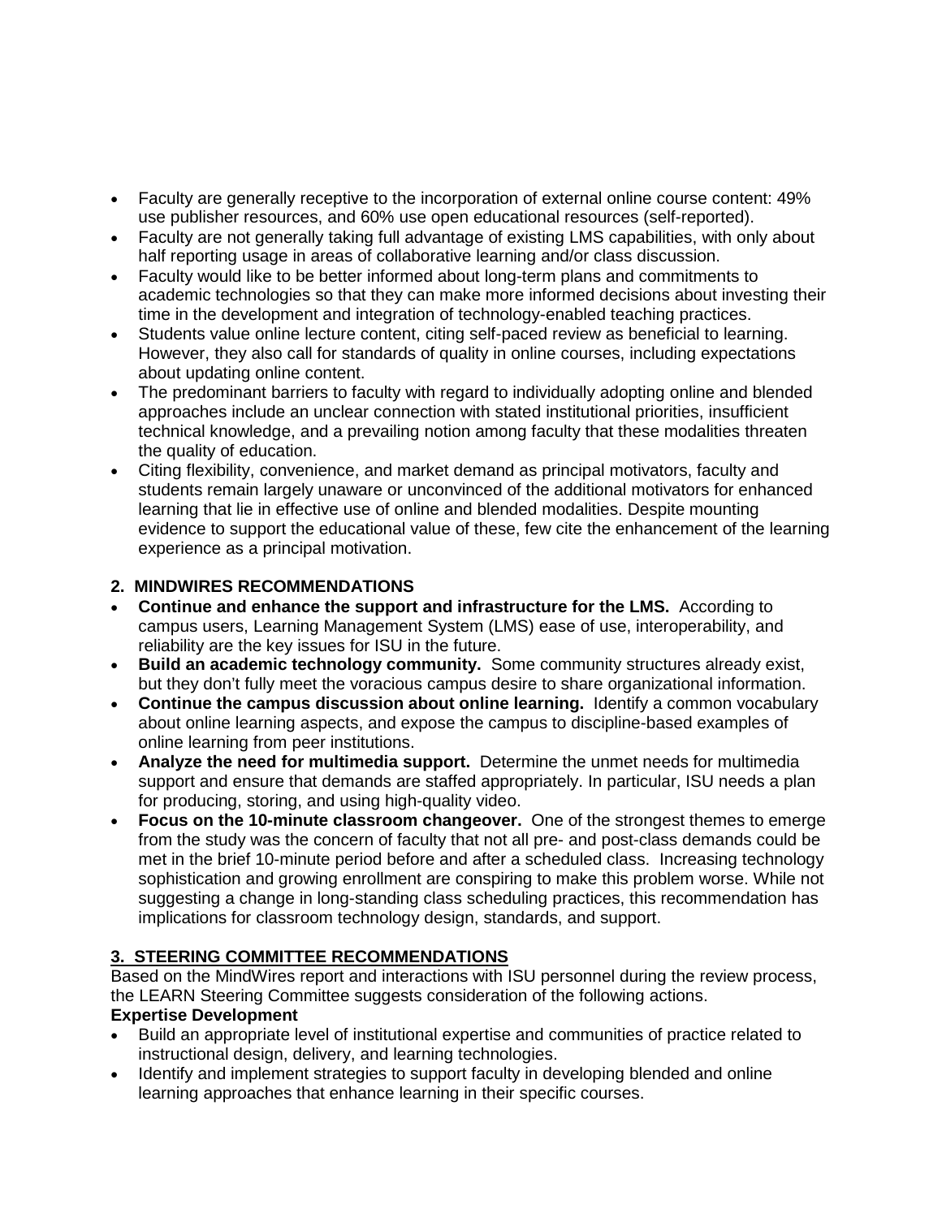- Faculty are generally receptive to the incorporation of external online course content: 49% use publisher resources, and 60% use open educational resources (self-reported).
- Faculty are not generally taking full advantage of existing LMS capabilities, with only about half reporting usage in areas of collaborative learning and/or class discussion.
- Faculty would like to be better informed about long-term plans and commitments to academic technologies so that they can make more informed decisions about investing their time in the development and integration of technology-enabled teaching practices.
- Students value online lecture content, citing self-paced review as beneficial to learning. However, they also call for standards of quality in online courses, including expectations about updating online content.
- The predominant barriers to faculty with regard to individually adopting online and blended approaches include an unclear connection with stated institutional priorities, insufficient technical knowledge, and a prevailing notion among faculty that these modalities threaten the quality of education.
- Citing flexibility, convenience, and market demand as principal motivators, faculty and students remain largely unaware or unconvinced of the additional motivators for enhanced learning that lie in effective use of online and blended modalities. Despite mounting evidence to support the educational value of these, few cite the enhancement of the learning experience as a principal motivation.

## 2. MINDWIRES RECOMMENDATIONS

- **Continue and enhance the support and infrastructure for the LMS.** According to campus users, Learning Management System (LMS) ease of use, interoperability, and reliability are the key issues for ISU in the future.
- **Build an academic technology community.** Some community structures already exist, but they don't fully meet the voracious campus desire to share organizational information.
- **Continue the campus discussion about online learning.** Identify a common vocabulary about online learning aspects, and expose the campus to discipline-based examples of online learning from peer institutions.
- **Analyze the need for multimedia support.** Determine the unmet needs for multimedia support and ensure that demands are staffed appropriately. In particular, ISU needs a plan for producing, storing, and using high-quality video.
- **Focus on the 10-minute classroom changeover.** One of the strongest themes to emerge from the study was the concern of faculty that not all pre- and post-class demands could be met in the brief 10-minute period before and after a scheduled class. Increasing technology sophistication and growing enrollment are conspiring to make this problem worse. While not suggesting a change in long-standing class scheduling practices, this recommendation has implications for classroom technology design, standards, and support.

## 3. STEERING COMMITTEE RECOMMENDATIONS

Based on the MindWires report and interactions with ISU personnel during the review process, the LEARN Steering Committee suggests consideration of the following actions.

**Expertise Development**

- Build an appropriate level of institutional expertise and communities of practice related to instructional design, delivery, and learning technologies.
- Identify and implement strategies to support faculty in developing blended and online learning approaches that enhance learning in their specific courses.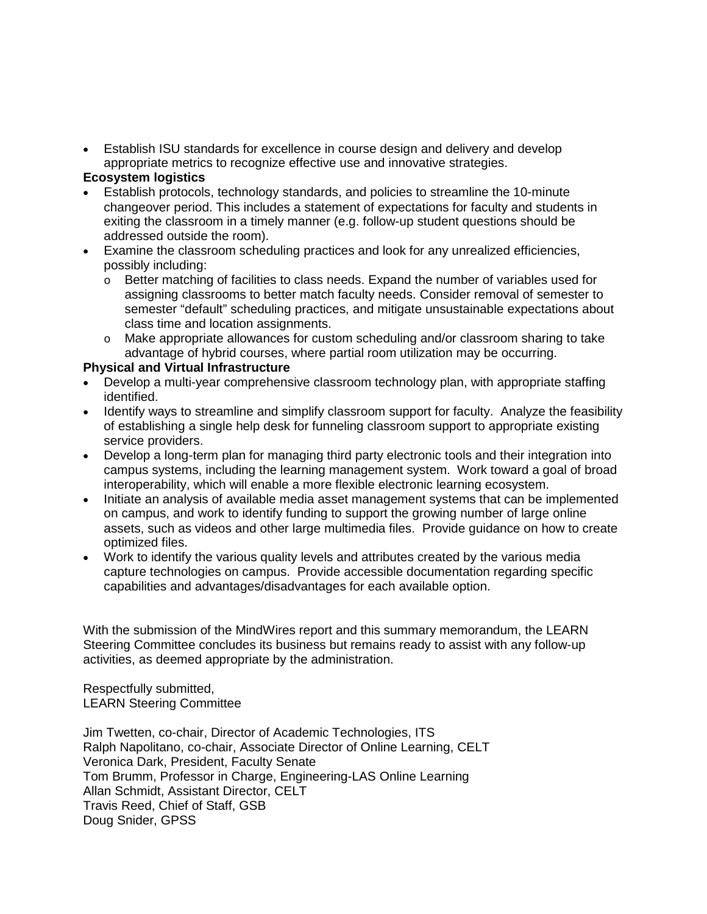- Establish ISU standards for excellence in course design and delivery and develop appropriate metrics to recognize effective use and innovative strategies.

**Ecosystem logistics**

- Establish protocols, technology standards, and policies to streamline the 10-minute changeover period. This includes a statement of expectations for faculty and students in exiting the classroom in a timely manner (e.g. follow-up student questions should be addressed outside the room).
- Examine the classroom scheduling practices and look for any unrealized efficiencies, possibly including:
  - Better matching of facilities to class needs. Expand the number of variables used for assigning classrooms to better match faculty needs. Consider removal of semester to semester "default" scheduling practices, and mitigate unsustainable expectations about class time and location assignments.
  - Make appropriate allowances for custom scheduling and/or classroom sharing to take advantage of hybrid courses, where partial room utilization may be occurring.

**Physical and Virtual Infrastructure**

- Develop a multi-year comprehensive classroom technology plan, with appropriate staffing identified.
- Identify ways to streamline and simplify classroom support for faculty. Analyze the feasibility of establishing a single help desk for funneling classroom support to appropriate existing service providers.
- Develop a long-term plan for managing third party electronic tools and their integration into campus systems, including the learning management system. Work toward a goal of broad interoperability, which will enable a more flexible electronic learning ecosystem.
- Initiate an analysis of available media asset management systems that can be implemented on campus, and work to identify funding to support the growing number of large online assets, such as videos and other large multimedia files. Provide guidance on how to create optimized files.
- Work to identify the various quality levels and attributes created by the various media capture technologies on campus. Provide accessible documentation regarding specific capabilities and advantages/disadvantages for each available option.

With the submission of the MindWires report and this summary memorandum, the LEARN Steering Committee concludes its business but remains ready to assist with any follow-up activities, as deemed appropriate by the administration.

Respectfully submitted,
LEARN Steering Committee

Jim Twetten, co-chair, Director of Academic Technologies, ITS
Ralph Napolitano, co-chair, Associate Director of Online Learning, CELT
Veronica Dark, President, Faculty Senate
Tom Brumm, Professor in Charge, Engineering-LAS Online Learning
Allan Schmidt, Assistant Director, CELT
Travis Reed, Chief of Staff, GSB
Doug Snider, GPSS